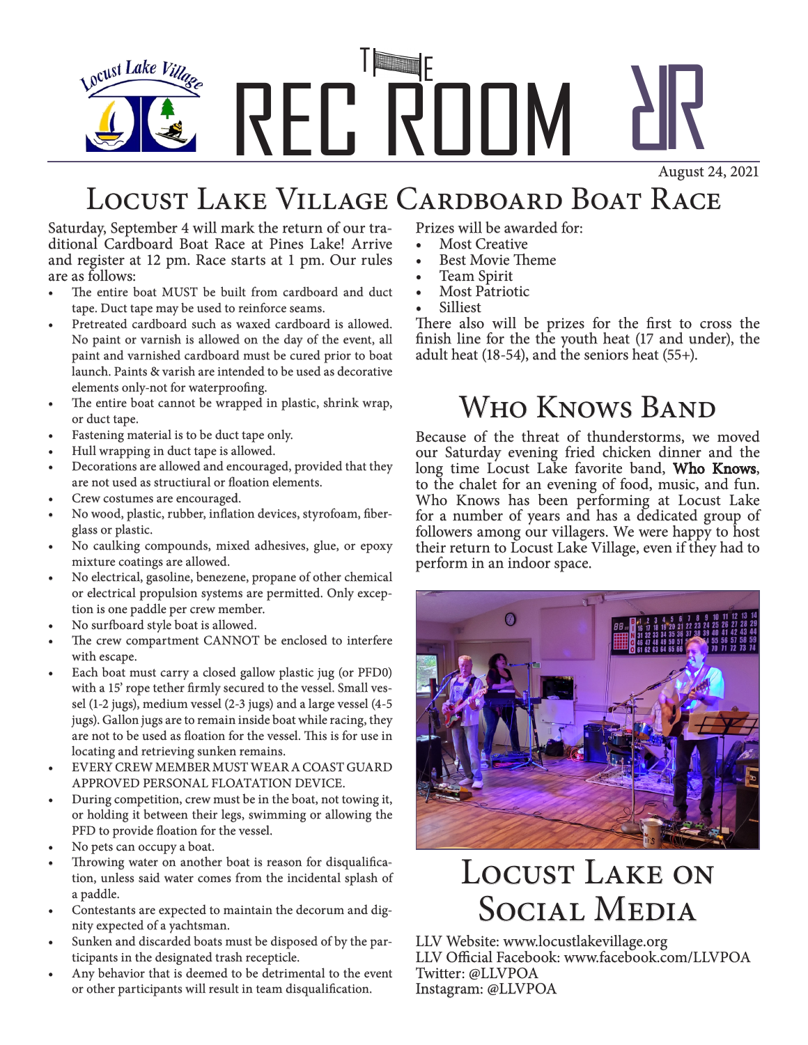Locust Lake Village

# THE REC ROOM

August 24, 2021

## Locust Lake Village Cardboard Boat Race

Saturday, September 4 will mark the return of our traditional Cardboard Boat Race at Pines Lake! Arrive and register at 12 pm. Race starts at 1 pm. Our rules are as follows:

- The entire boat MUST be built from cardboard and duct tape. Duct tape may be used to reinforce seams.
- Pretreated cardboard such as waxed cardboard is allowed. No paint or varnish is allowed on the day of the event, all paint and varnished cardboard must be cured prior to boat launch. Paints & varish are intended to be used as decorative elements only-not for waterproofing.
- The entire boat cannot be wrapped in plastic, shrink wrap, or duct tape.
- Fastening material is to be duct tape only.
- Hull wrapping in duct tape is allowed.
- Decorations are allowed and encouraged, provided that they are not used as structiural or floation elements.
- Crew costumes are encouraged.
- No wood, plastic, rubber, inflation devices, styrofoam, fiberglass or plastic.
- No caulking compounds, mixed adhesives, glue, or epoxy mixture coatings are allowed.
- No electrical, gasoline, benezene, propane of other chemical or electrical propulsion systems are permitted. Only exception is one paddle per crew member.
- No surfboard style boat is allowed.
- The crew compartment CANNOT be enclosed to interfere with escape.
- Each boat must carry a closed gallow plastic jug (or PFD0) with a 15' rope tether firmly secured to the vessel. Small vessel (1-2 jugs), medium vessel (2-3 jugs) and a large vessel (4-5 jugs). Gallon jugs are to remain inside boat while racing, they are not to be used as floation for the vessel. This is for use in locating and retrieving sunken remains.
- EVERY CREW MEMBER MUST WEAR A COAST GUARD APPROVED PERSONAL FLOATATION DEVICE.
- During competition, crew must be in the boat, not towing it, or holding it between their legs, swimming or allowing the PFD to provide floation for the vessel.
- No pets can occupy a boat.
- Throwing water on another boat is reason for disqualification, unless said water comes from the incidental splash of a paddle.
- Contestants are expected to maintain the decorum and dignity expected of a yachtsman.
- Sunken and discarded boats must be disposed of by the participants in the designated trash recepticle.
- Any behavior that is deemed to be detrimental to the event or other participants will result in team disqualification.

Prizes will be awarded for:

- Most Creative
- Best Movie Theme
- Team Spirit
- Most Patriotic
- Silliest

There also will be prizes for the first to cross the finish line for the the youth heat (17 and under), the adult heat (18-54), and the seniors heat (55+).

## Who Knows Band

Because of the threat of thunderstorms, we moved our Saturday evening fried chicken dinner and the long time Locust Lake favorite band, **Who Knows**, to the chalet for an evening of food, music, and fun. Who Knows has been performing at Locust Lake for a number of years and has a dedicated group of followers among our villagers. We were happy to host their return to Locust Lake Village, even if they had to perform in an indoor space.

## Locust Lake on Social Media

LLV Website: www.locustlakevillage.org
LLV Official Facebook: www.facebook.com/LLVPOA
Twitter: @LLVPOA
Instagram: @LLVPOA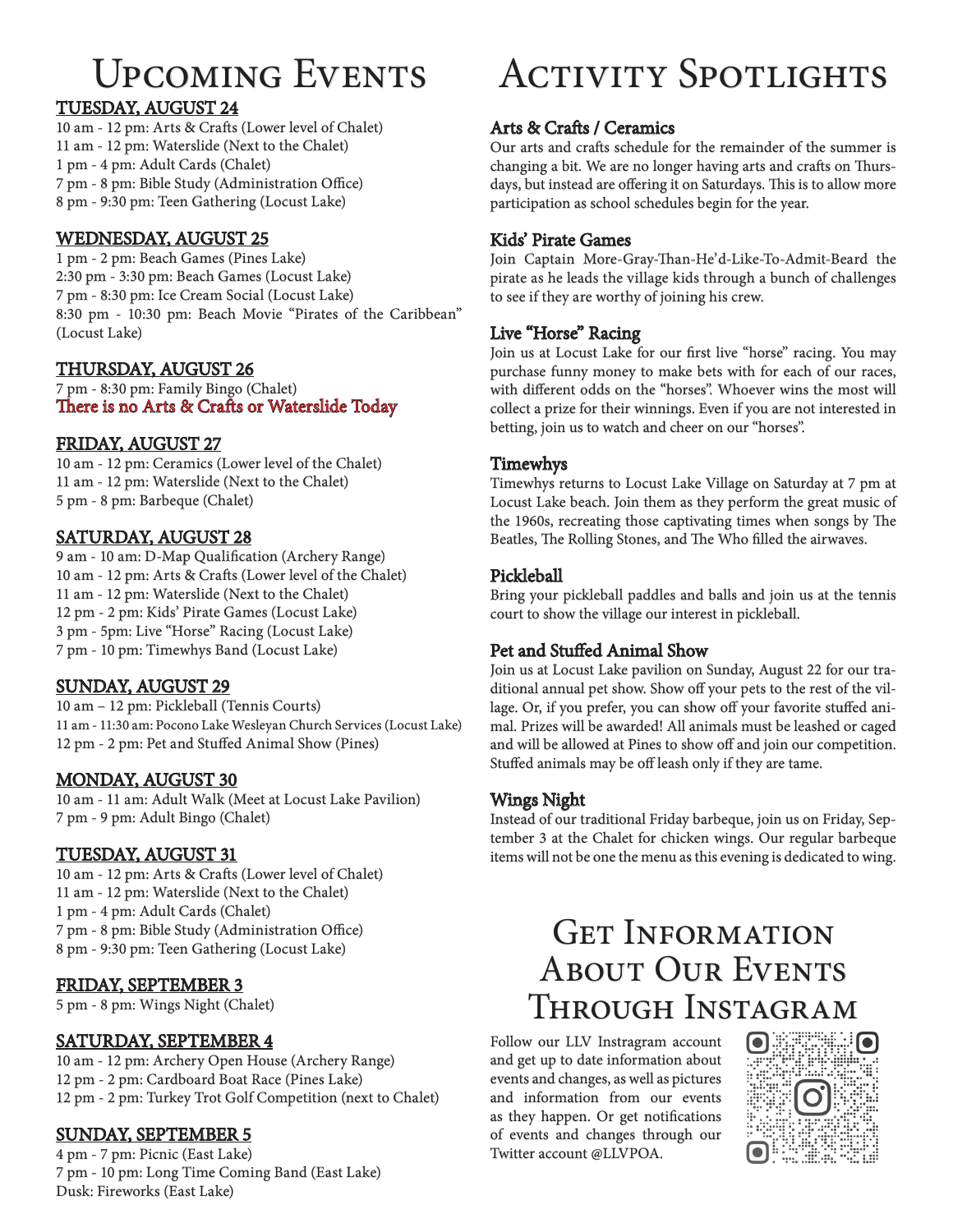# Upcoming Events

**TUESDAY, AUGUST 24**

10 am - 12 pm: Arts & Crafts (Lower level of Chalet)
11 am - 12 pm: Waterslide (Next to the Chalet)
1 pm - 4 pm: Adult Cards (Chalet)
7 pm - 8 pm: Bible Study (Administration Office)
8 pm - 9:30 pm: Teen Gathering (Locust Lake)

**WEDNESDAY, AUGUST 25**

1 pm - 2 pm: Beach Games (Pines Lake)
2:30 pm - 3:30 pm: Beach Games (Locust Lake)
7 pm - 8:30 pm: Ice Cream Social (Locust Lake)
8:30 pm - 10:30 pm: Beach Movie "Pirates of the Caribbean" (Locust Lake)

**THURSDAY, AUGUST 26**

7 pm - 8:30 pm: Family Bingo (Chalet)
There is no Arts & Crafts or Waterslide Today

**FRIDAY, AUGUST 27**

10 am - 12 pm: Ceramics (Lower level of the Chalet)
11 am - 12 pm: Waterslide (Next to the Chalet)
5 pm - 8 pm: Barbeque (Chalet)

**SATURDAY, AUGUST 28**

9 am - 10 am: D-Map Qualification (Archery Range)
10 am - 12 pm: Arts & Crafts (Lower level of the Chalet)
11 am - 12 pm: Waterslide (Next to the Chalet)
12 pm - 2 pm: Kids' Pirate Games (Locust Lake)
3 pm - 5pm: Live "Horse" Racing (Locust Lake)
7 pm - 10 pm: Timewhys Band (Locust Lake)

**SUNDAY, AUGUST 29**

10 am – 12 pm: Pickleball (Tennis Courts)
11 am - 11:30 am: Pocono Lake Wesleyan Church Services (Locust Lake)
12 pm - 2 pm: Pet and Stuffed Animal Show (Pines)

**MONDAY, AUGUST 30**

10 am - 11 am: Adult Walk (Meet at Locust Lake Pavilion)
7 pm - 9 pm: Adult Bingo (Chalet)

**TUESDAY, AUGUST 31**

10 am - 12 pm: Arts & Crafts (Lower level of Chalet)
11 am - 12 pm: Waterslide (Next to the Chalet)
1 pm - 4 pm: Adult Cards (Chalet)
7 pm - 8 pm: Bible Study (Administration Office)
8 pm - 9:30 pm: Teen Gathering (Locust Lake)

**FRIDAY, SEPTEMBER 3**

5 pm - 8 pm: Wings Night (Chalet)

**SATURDAY, SEPTEMBER 4**

10 am - 12 pm: Archery Open House (Archery Range)
12 pm - 2 pm: Cardboard Boat Race (Pines Lake)
12 pm - 2 pm: Turkey Trot Golf Competition (next to Chalet)

**SUNDAY, SEPTEMBER 5**

4 pm - 7 pm: Picnic (East Lake)
7 pm - 10 pm: Long Time Coming Band (East Lake)
Dusk: Fireworks (East Lake)

# Activity Spotlights

### Arts & Crafts / Ceramics

Our arts and crafts schedule for the remainder of the summer is changing a bit. We are no longer having arts and crafts on Thursdays, but instead are offering it on Saturdays. This is to allow more participation as school schedules begin for the year.

### Kids' Pirate Games

Join Captain More-Gray-Than-He'd-Like-To-Admit-Beard the pirate as he leads the village kids through a bunch of challenges to see if they are worthy of joining his crew.

### Live "Horse" Racing

Join us at Locust Lake for our first live "horse" racing. You may purchase funny money to make bets with for each of our races, with different odds on the "horses". Whoever wins the most will collect a prize for their winnings. Even if you are not interested in betting, join us to watch and cheer on our "horses".

### Timewhys

Timewhys returns to Locust Lake Village on Saturday at 7 pm at Locust Lake beach. Join them as they perform the great music of the 1960s, recreating those captivating times when songs by The Beatles, The Rolling Stones, and The Who filled the airwaves.

### Pickleball

Bring your pickleball paddles and balls and join us at the tennis court to show the village our interest in pickleball.

### Pet and Stuffed Animal Show

Join us at Locust Lake pavilion on Sunday, August 22 for our traditional annual pet show. Show off your pets to the rest of the village. Or, if you prefer, you can show off your favorite stuffed animal. Prizes will be awarded! All animals must be leashed or caged and will be allowed at Pines to show off and join our competition. Stuffed animals may be off leash only if they are tame.

### Wings Night

Instead of our traditional Friday barbeque, join us on Friday, September 3 at the Chalet for chicken wings. Our regular barbeque items will not be one the menu as this evening is dedicated to wing.

# Get Information About Our Events Through Instagram

Follow our LLV Instragram account and get up to date information about events and changes, as well as pictures and information from our events as they happen. Or get notifications of events and changes through our Twitter account @LLVPOA.